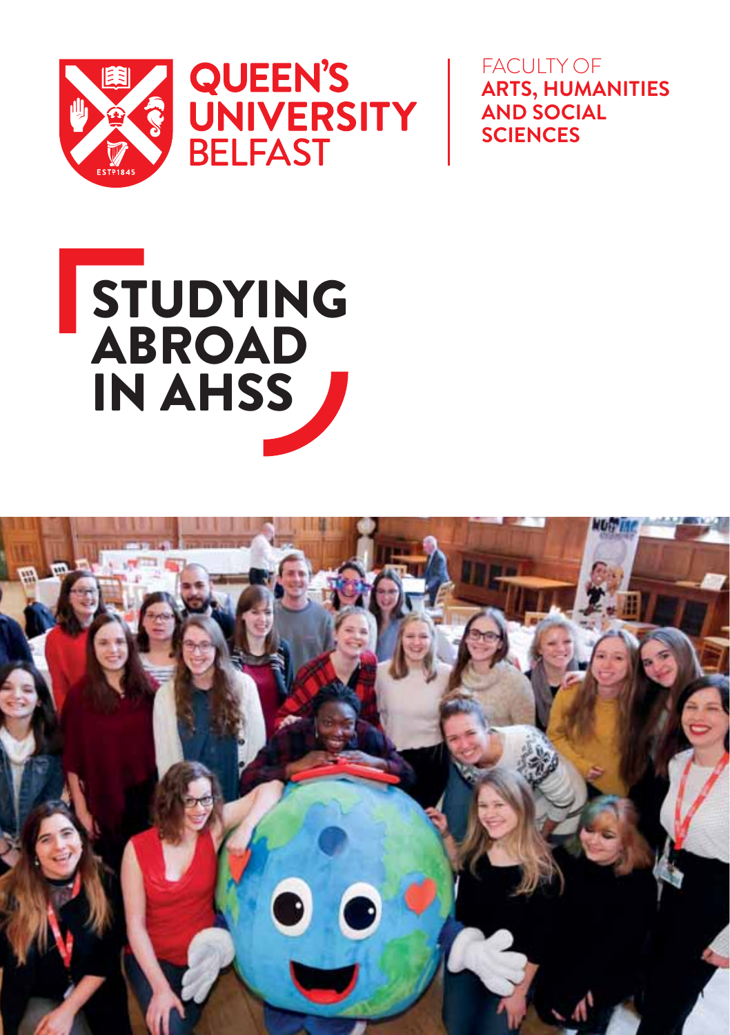QUEEN'S UNIVERSITY BELFAST

FACULTY OF **ARTS, HUMANITIES AND SOCIAL SCIENCES**

# STUDYING ABROAD IN AHSS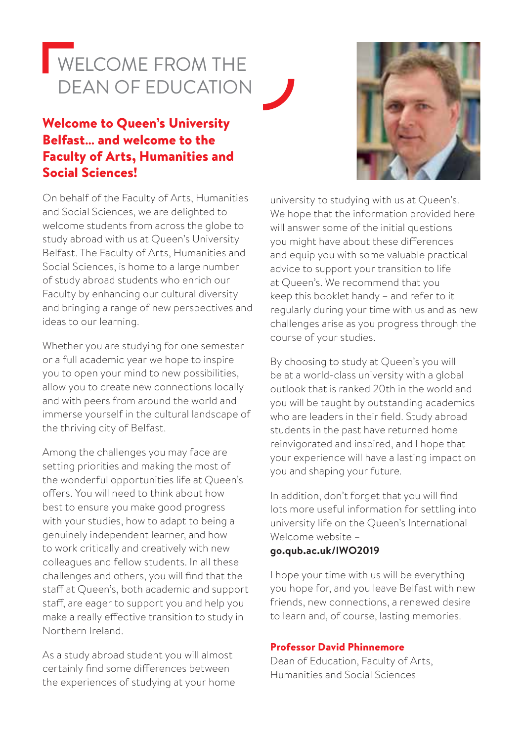# WELCOME FROM THE DEAN OF EDUCATION

## Welcome to Queen's University Belfast... and welcome to the Faculty of Arts, Humanities and Social Sciences!

On behalf of the Faculty of Arts, Humanities and Social Sciences, we are delighted to welcome students from across the globe to study abroad with us at Queen's University Belfast. The Faculty of Arts, Humanities and Social Sciences, is home to a large number of study abroad students who enrich our Faculty by enhancing our cultural diversity and bringing a range of new perspectives and ideas to our learning.

Whether you are studying for one semester or a full academic year we hope to inspire you to open your mind to new possibilities, allow you to create new connections locally and with peers from around the world and immerse yourself in the cultural landscape of the thriving city of Belfast.

Among the challenges you may face are setting priorities and making the most of the wonderful opportunities life at Queen's offers. You will need to think about how best to ensure you make good progress with your studies, how to adapt to being a genuinely independent learner, and how to work critically and creatively with new colleagues and fellow students. In all these challenges and others, you will find that the staff at Queen's, both academic and support staff, are eager to support you and help you make a really effective transition to study in Northern Ireland.

As a study abroad student you will almost certainly find some differences between the experiences of studying at your home university to studying with us at Queen's. We hope that the information provided here will answer some of the initial questions you might have about these differences and equip you with some valuable practical advice to support your transition to life at Queen's. We recommend that you keep this booklet handy – and refer to it regularly during your time with us and as new challenges arise as you progress through the course of your studies.

By choosing to study at Queen's you will be at a world-class university with a global outlook that is ranked 20th in the world and you will be taught by outstanding academics who are leaders in their field. Study abroad students in the past have returned home reinvigorated and inspired, and I hope that your experience will have a lasting impact on you and shaping your future.

In addition, don't forget that you will find lots more useful information for settling into university life on the Queen's International Welcome website –
**go.qub.ac.uk/IWO2019**

I hope your time with us will be everything you hope for, and you leave Belfast with new friends, new connections, a renewed desire to learn and, of course, lasting memories.

**Professor David Phinnemore**
Dean of Education, Faculty of Arts, Humanities and Social Sciences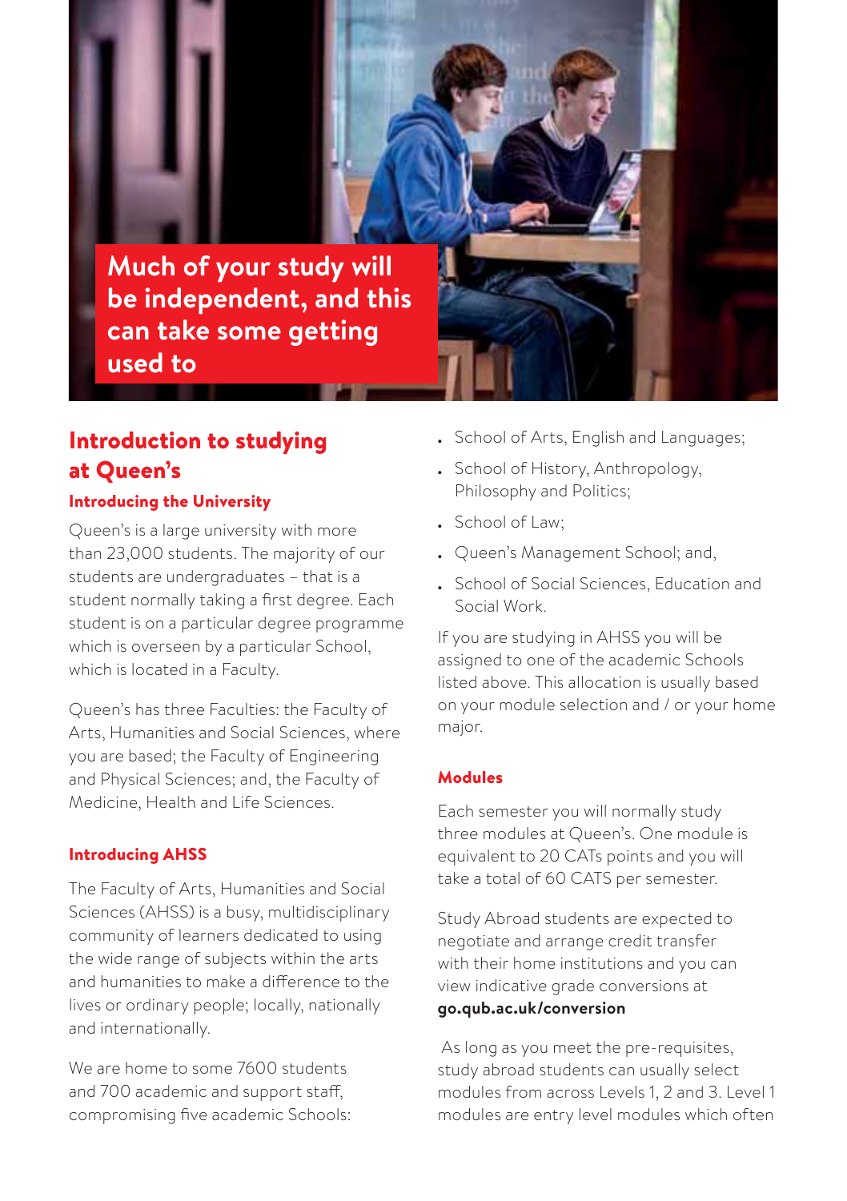**Much of your study will be independent, and this can take some getting used to**

## Introduction to studying at Queen's

### Introducing the University

Queen's is a large university with more than 23,000 students. The majority of our students are undergraduates – that is a student normally taking a first degree. Each student is on a particular degree programme which is overseen by a particular School, which is located in a Faculty.

Queen's has three Faculties: the Faculty of Arts, Humanities and Social Sciences, where you are based; the Faculty of Engineering and Physical Sciences; and, the Faculty of Medicine, Health and Life Sciences.

### Introducing AHSS

The Faculty of Arts, Humanities and Social Sciences (AHSS) is a busy, multidisciplinary community of learners dedicated to using the wide range of subjects within the arts and humanities to make a difference to the lives or ordinary people; locally, nationally and internationally.

We are home to some 7600 students and 700 academic and support staff, compromising five academic Schools:

- School of Arts, English and Languages;
- School of History, Anthropology, Philosophy and Politics;
- School of Law;
- Queen's Management School; and,
- School of Social Sciences, Education and Social Work.

If you are studying in AHSS you will be assigned to one of the academic Schools listed above. This allocation is usually based on your module selection and / or your home major.

### Modules

Each semester you will normally study three modules at Queen's. One module is equivalent to 20 CATs points and you will take a total of 60 CATS per semester.

Study Abroad students are expected to negotiate and arrange credit transfer with their home institutions and you can view indicative grade conversions at **go.qub.ac.uk/conversion**

As long as you meet the pre-requisites, study abroad students can usually select modules from across Levels 1, 2 and 3. Level 1 modules are entry level modules which often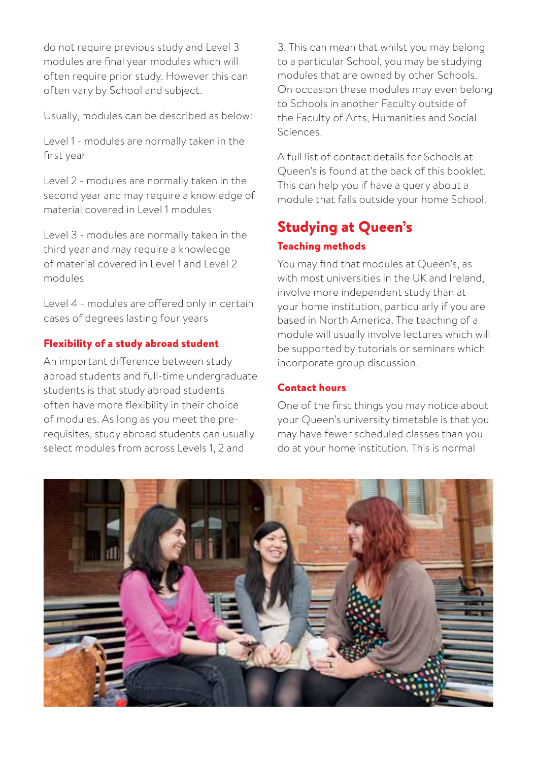do not require previous study and Level 3 modules are final year modules which will often require prior study. However this can often vary by School and subject.

Usually, modules can be described as below:

Level 1 - modules are normally taken in the first year

Level 2 - modules are normally taken in the second year and may require a knowledge of material covered in Level 1 modules

Level 3 - modules are normally taken in the third year and may require a knowledge of material covered in Level 1 and Level 2 modules

Level 4 - modules are offered only in certain cases of degrees lasting four years

### Flexibility of a study abroad student

An important difference between study abroad students and full-time undergraduate students is that study abroad students often have more flexibility in their choice of modules. As long as you meet the pre-requisites, study abroad students can usually select modules from across Levels 1, 2 and 3. This can mean that whilst you may belong to a particular School, you may be studying modules that are owned by other Schools. On occasion these modules may even belong to Schools in another Faculty outside of the Faculty of Arts, Humanities and Social Sciences.

A full list of contact details for Schools at Queen's is found at the back of this booklet. This can help you if have a query about a module that falls outside your home School.

## Studying at Queen's

### Teaching methods

You may find that modules at Queen's, as with most universities in the UK and Ireland, involve more independent study than at your home institution, particularly if you are based in North America. The teaching of a module will usually involve lectures which will be supported by tutorials or seminars which incorporate group discussion.

### Contact hours

One of the first things you may notice about your Queen's university timetable is that you may have fewer scheduled classes than you do at your home institution. This is normal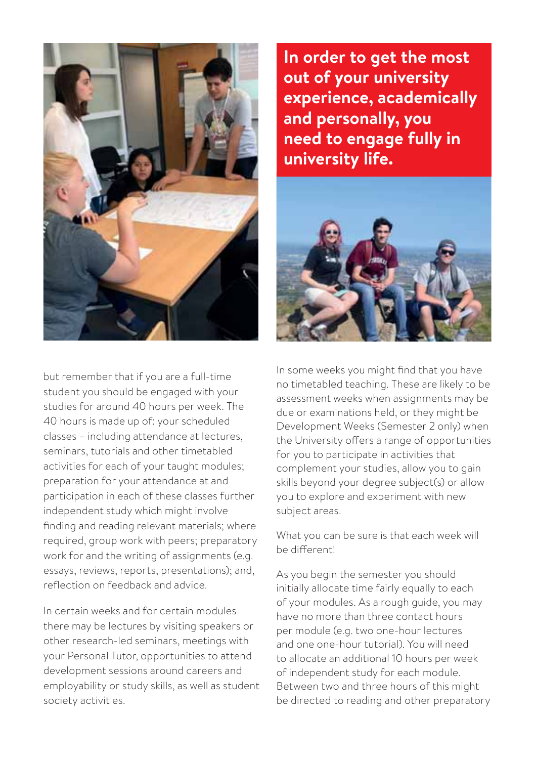**In order to get the most out of your university experience, academically and personally, you need to engage fully in university life.**

but remember that if you are a full-time student you should be engaged with your studies for around 40 hours per week. The 40 hours is made up of: your scheduled classes – including attendance at lectures, seminars, tutorials and other timetabled activities for each of your taught modules; preparation for your attendance at and participation in each of these classes further independent study which might involve finding and reading relevant materials; where required, group work with peers; preparatory work for and the writing of assignments (e.g. essays, reviews, reports, presentations); and, reflection on feedback and advice.

In certain weeks and for certain modules there may be lectures by visiting speakers or other research-led seminars, meetings with your Personal Tutor, opportunities to attend development sessions around careers and employability or study skills, as well as student society activities.

In some weeks you might find that you have no timetabled teaching. These are likely to be assessment weeks when assignments may be due or examinations held, or they might be Development Weeks (Semester 2 only) when the University offers a range of opportunities for you to participate in activities that complement your studies, allow you to gain skills beyond your degree subject(s) or allow you to explore and experiment with new subject areas.

What you can be sure is that each week will be different!

As you begin the semester you should initially allocate time fairly equally to each of your modules. As a rough guide, you may have no more than three contact hours per module (e.g. two one-hour lectures and one one-hour tutorial). You will need to allocate an additional 10 hours per week of independent study for each module. Between two and three hours of this might be directed to reading and other preparatory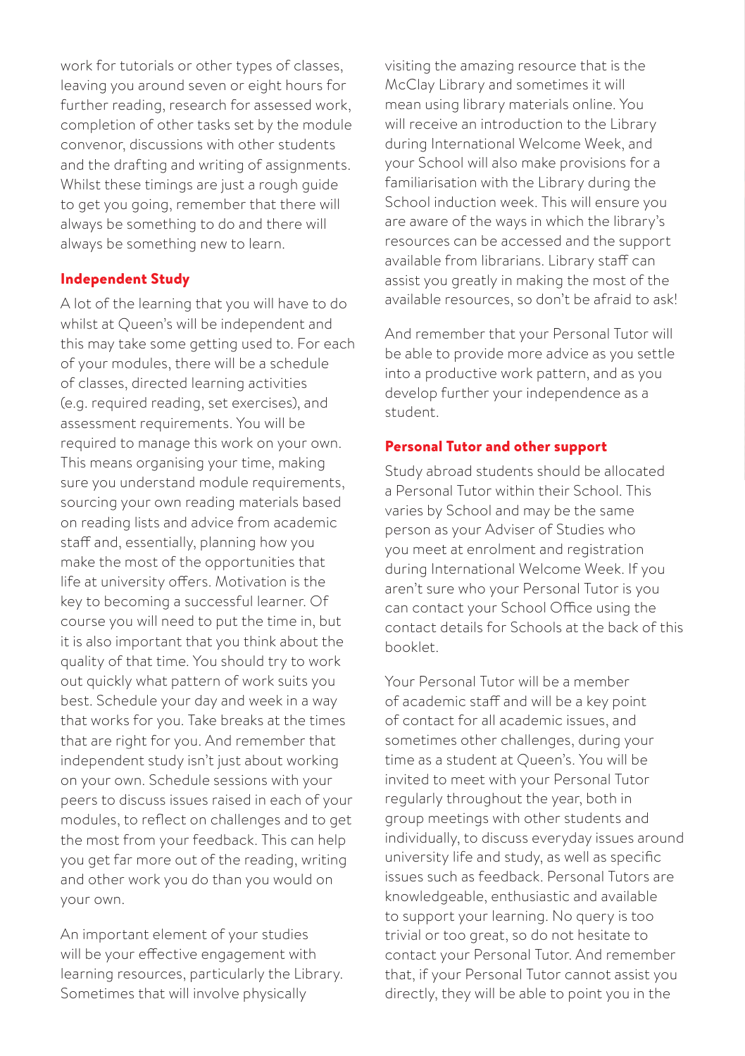work for tutorials or other types of classes, leaving you around seven or eight hours for further reading, research for assessed work, completion of other tasks set by the module convenor, discussions with other students and the drafting and writing of assignments. Whilst these timings are just a rough guide to get you going, remember that there will always be something to do and there will always be something new to learn.

## Independent Study

A lot of the learning that you will have to do whilst at Queen's will be independent and this may take some getting used to. For each of your modules, there will be a schedule of classes, directed learning activities (e.g. required reading, set exercises), and assessment requirements. You will be required to manage this work on your own. This means organising your time, making sure you understand module requirements, sourcing your own reading materials based on reading lists and advice from academic staff and, essentially, planning how you make the most of the opportunities that life at university offers. Motivation is the key to becoming a successful learner. Of course you will need to put the time in, but it is also important that you think about the quality of that time. You should try to work out quickly what pattern of work suits you best. Schedule your day and week in a way that works for you. Take breaks at the times that are right for you. And remember that independent study isn't just about working on your own. Schedule sessions with your peers to discuss issues raised in each of your modules, to reflect on challenges and to get the most from your feedback. This can help you get far more out of the reading, writing and other work you do than you would on your own.

An important element of your studies will be your effective engagement with learning resources, particularly the Library. Sometimes that will involve physically visiting the amazing resource that is the McClay Library and sometimes it will mean using library materials online. You will receive an introduction to the Library during International Welcome Week, and your School will also make provisions for a familiarisation with the Library during the School induction week. This will ensure you are aware of the ways in which the library's resources can be accessed and the support available from librarians. Library staff can assist you greatly in making the most of the available resources, so don't be afraid to ask!

And remember that your Personal Tutor will be able to provide more advice as you settle into a productive work pattern, and as you develop further your independence as a student.

## Personal Tutor and other support

Study abroad students should be allocated a Personal Tutor within their School. This varies by School and may be the same person as your Adviser of Studies who you meet at enrolment and registration during International Welcome Week. If you aren't sure who your Personal Tutor is you can contact your School Office using the contact details for Schools at the back of this booklet.

Your Personal Tutor will be a member of academic staff and will be a key point of contact for all academic issues, and sometimes other challenges, during your time as a student at Queen's. You will be invited to meet with your Personal Tutor regularly throughout the year, both in group meetings with other students and individually, to discuss everyday issues around university life and study, as well as specific issues such as feedback. Personal Tutors are knowledgeable, enthusiastic and available to support your learning. No query is too trivial or too great, so do not hesitate to contact your Personal Tutor. And remember that, if your Personal Tutor cannot assist you directly, they will be able to point you in the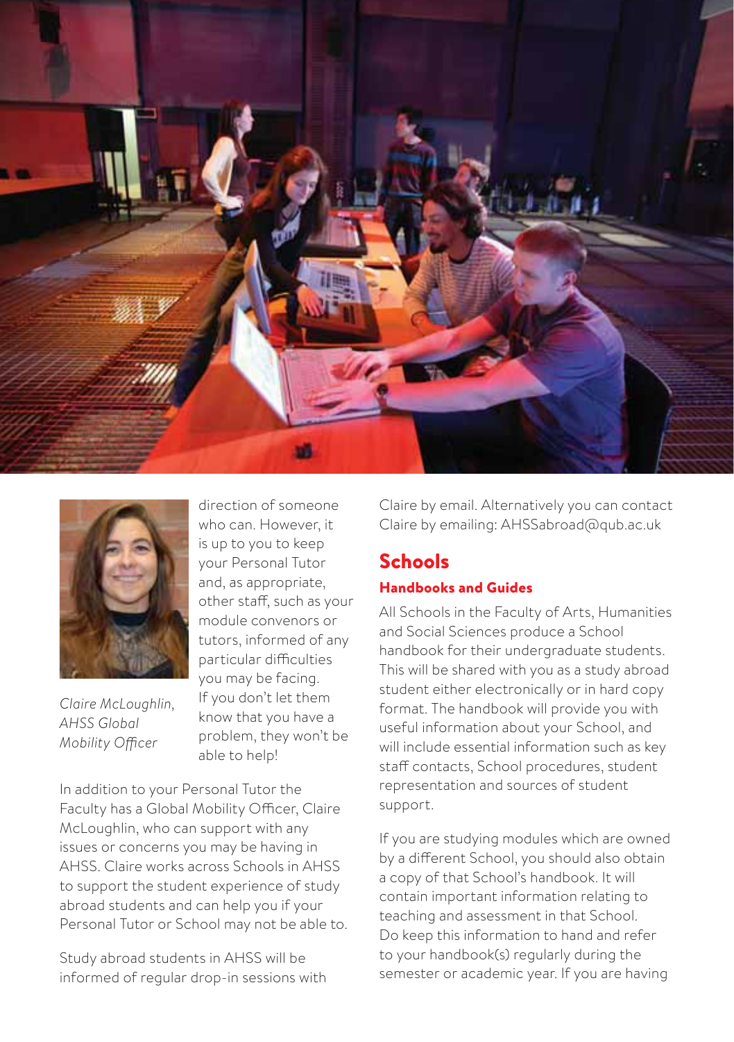direction of someone who can. However, it is up to you to keep your Personal Tutor and, as appropriate, other staff, such as your module convenors or tutors, informed of any particular difficulties you may be facing. If you don't let them know that you have a problem, they won't be able to help!

*Claire McLoughlin, AHSS Global Mobility Officer*

In addition to your Personal Tutor the Faculty has a Global Mobility Officer, Claire McLoughlin, who can support with any issues or concerns you may be having in AHSS. Claire works across Schools in AHSS to support the student experience of study abroad students and can help you if your Personal Tutor or School may not be able to.

Study abroad students in AHSS will be informed of regular drop-in sessions with Claire by email. Alternatively you can contact Claire by emailing: AHSSabroad@qub.ac.uk

## Schools

### Handbooks and Guides

All Schools in the Faculty of Arts, Humanities and Social Sciences produce a School handbook for their undergraduate students. This will be shared with you as a study abroad student either electronically or in hard copy format. The handbook will provide you with useful information about your School, and will include essential information such as key staff contacts, School procedures, student representation and sources of student support.

If you are studying modules which are owned by a different School, you should also obtain a copy of that School's handbook. It will contain important information relating to teaching and assessment in that School. Do keep this information to hand and refer to your handbook(s) regularly during the semester or academic year. If you are having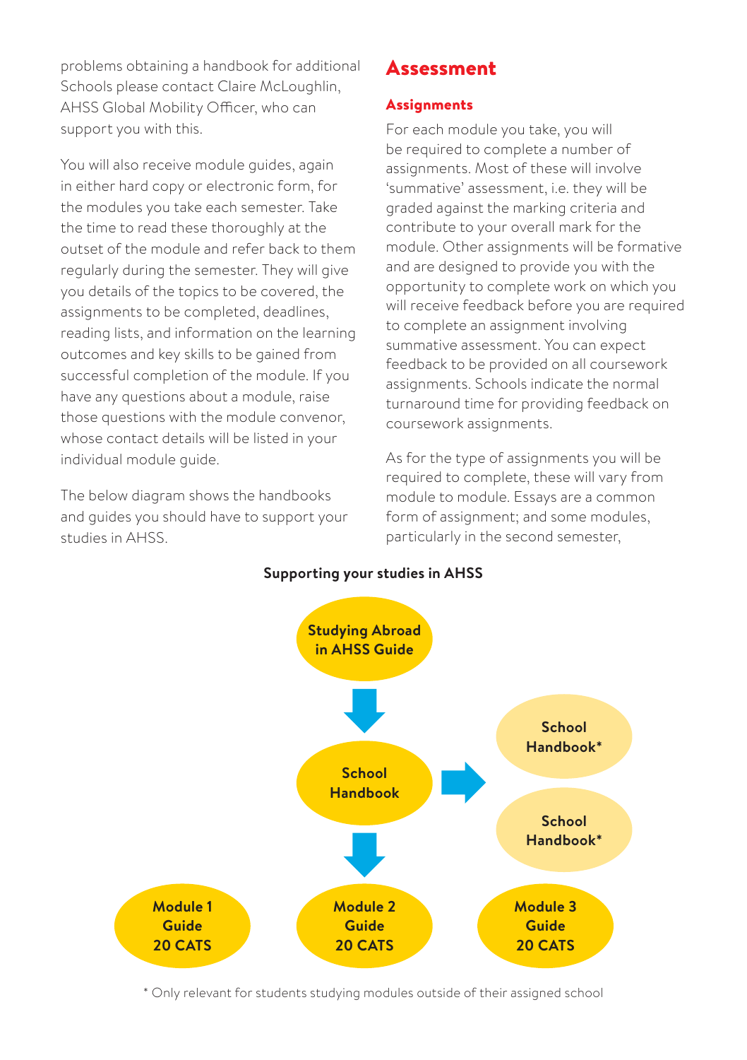problems obtaining a handbook for additional Schools please contact Claire McLoughlin, AHSS Global Mobility Officer, who can support you with this.

You will also receive module guides, again in either hard copy or electronic form, for the modules you take each semester. Take the time to read these thoroughly at the outset of the module and refer back to them regularly during the semester. They will give you details of the topics to be covered, the assignments to be completed, deadlines, reading lists, and information on the learning outcomes and key skills to be gained from successful completion of the module. If you have any questions about a module, raise those questions with the module convenor, whose contact details will be listed in your individual module guide.

The below diagram shows the handbooks and guides you should have to support your studies in AHSS.

## Assessment

### Assignments

For each module you take, you will be required to complete a number of assignments. Most of these will involve 'summative' assessment, i.e. they will be graded against the marking criteria and contribute to your overall mark for the module. Other assignments will be formative and are designed to provide you with the opportunity to complete work on which you will receive feedback before you are required to complete an assignment involving summative assessment. You can expect feedback to be provided on all coursework assignments. Schools indicate the normal turnaround time for providing feedback on coursework assignments.

As for the type of assignments you will be required to complete, these will vary from module to module. Essays are a common form of assignment; and some modules, particularly in the second semester,

**Supporting your studies in AHSS**

Studying Abroad in AHSS Guide → School Handbook → School Handbook* / School Handbook*

School Handbook → Module 1 Guide 20 CATS | Module 2 Guide 20 CATS | Module 3 Guide 20 CATS

\* Only relevant for students studying modules outside of their assigned school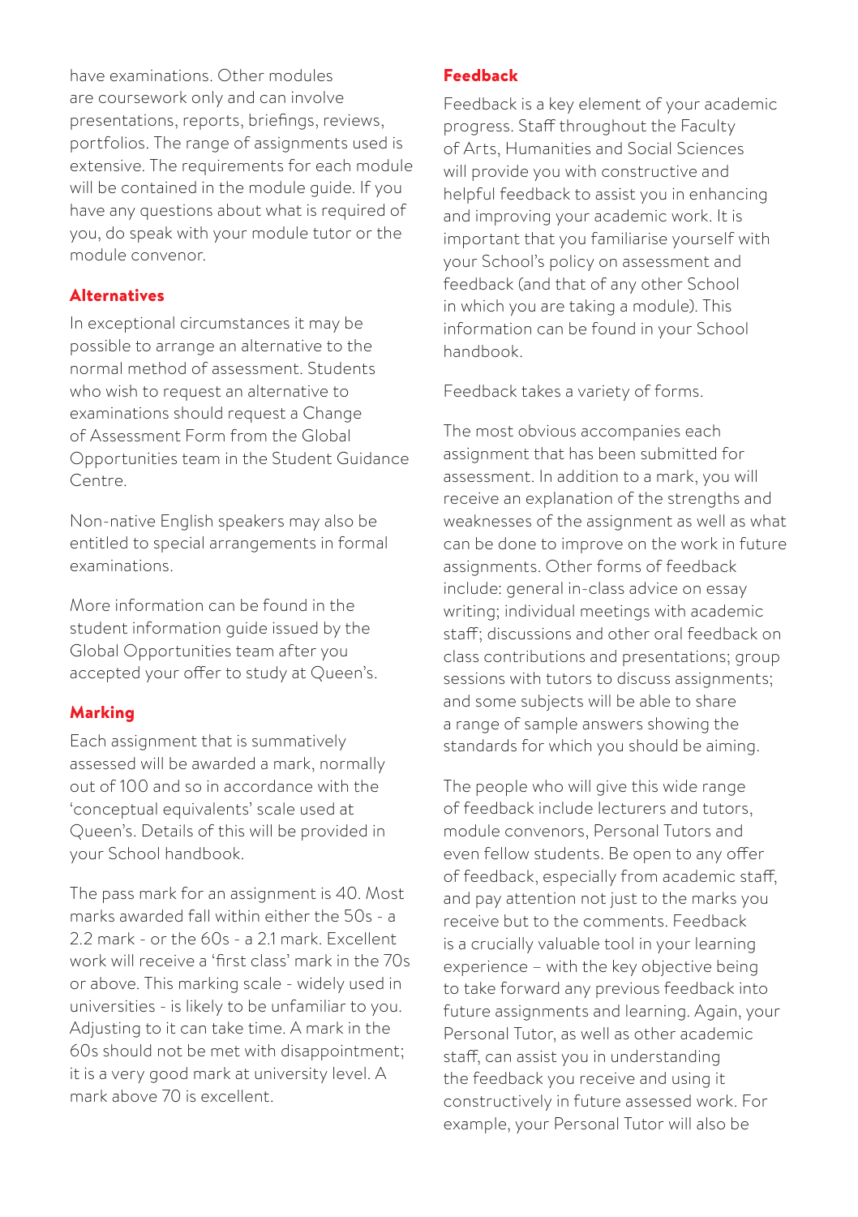have examinations. Other modules are coursework only and can involve presentations, reports, briefings, reviews, portfolios. The range of assignments used is extensive. The requirements for each module will be contained in the module guide. If you have any questions about what is required of you, do speak with your module tutor or the module convenor.

## Alternatives

In exceptional circumstances it may be possible to arrange an alternative to the normal method of assessment. Students who wish to request an alternative to examinations should request a Change of Assessment Form from the Global Opportunities team in the Student Guidance Centre.

Non-native English speakers may also be entitled to special arrangements in formal examinations.

More information can be found in the student information guide issued by the Global Opportunities team after you accepted your offer to study at Queen's.

## Marking

Each assignment that is summatively assessed will be awarded a mark, normally out of 100 and so in accordance with the 'conceptual equivalents' scale used at Queen's. Details of this will be provided in your School handbook.

The pass mark for an assignment is 40. Most marks awarded fall within either the 50s - a 2.2 mark - or the 60s - a 2.1 mark. Excellent work will receive a 'first class' mark in the 70s or above. This marking scale - widely used in universities - is likely to be unfamiliar to you. Adjusting to it can take time. A mark in the 60s should not be met with disappointment; it is a very good mark at university level. A mark above 70 is excellent.

## Feedback

Feedback is a key element of your academic progress. Staff throughout the Faculty of Arts, Humanities and Social Sciences will provide you with constructive and helpful feedback to assist you in enhancing and improving your academic work. It is important that you familiarise yourself with your School's policy on assessment and feedback (and that of any other School in which you are taking a module). This information can be found in your School handbook.

Feedback takes a variety of forms.

The most obvious accompanies each assignment that has been submitted for assessment. In addition to a mark, you will receive an explanation of the strengths and weaknesses of the assignment as well as what can be done to improve on the work in future assignments. Other forms of feedback include: general in-class advice on essay writing; individual meetings with academic staff; discussions and other oral feedback on class contributions and presentations; group sessions with tutors to discuss assignments; and some subjects will be able to share a range of sample answers showing the standards for which you should be aiming.

The people who will give this wide range of feedback include lecturers and tutors, module convenors, Personal Tutors and even fellow students. Be open to any offer of feedback, especially from academic staff, and pay attention not just to the marks you receive but to the comments. Feedback is a crucially valuable tool in your learning experience – with the key objective being to take forward any previous feedback into future assignments and learning. Again, your Personal Tutor, as well as other academic staff, can assist you in understanding the feedback you receive and using it constructively in future assessed work. For example, your Personal Tutor will also be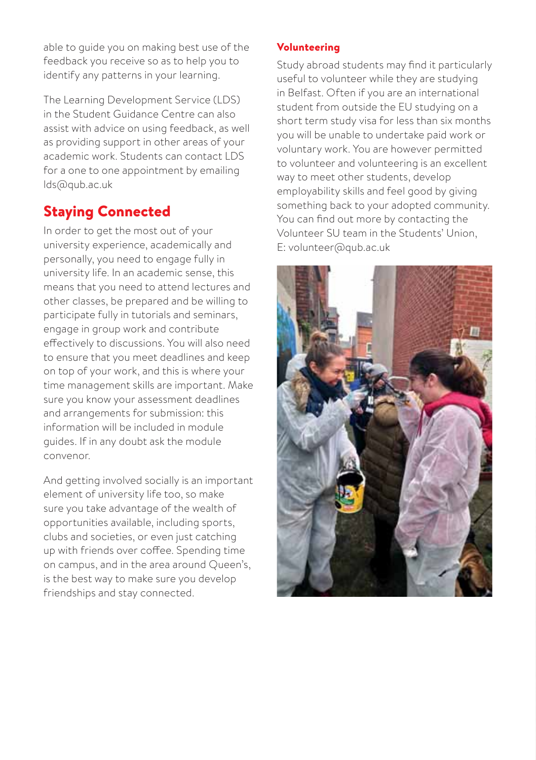able to guide you on making best use of the feedback you receive so as to help you to identify any patterns in your learning.

The Learning Development Service (LDS) in the Student Guidance Centre can also assist with advice on using feedback, as well as providing support in other areas of your academic work. Students can contact LDS for a one to one appointment by emailing lds@qub.ac.uk

## Staying Connected

In order to get the most out of your university experience, academically and personally, you need to engage fully in university life. In an academic sense, this means that you need to attend lectures and other classes, be prepared and be willing to participate fully in tutorials and seminars, engage in group work and contribute effectively to discussions. You will also need to ensure that you meet deadlines and keep on top of your work, and this is where your time management skills are important. Make sure you know your assessment deadlines and arrangements for submission: this information will be included in module guides. If in any doubt ask the module convenor.

And getting involved socially is an important element of university life too, so make sure you take advantage of the wealth of opportunities available, including sports, clubs and societies, or even just catching up with friends over coffee. Spending time on campus, and in the area around Queen's, is the best way to make sure you develop friendships and stay connected.

### Volunteering

Study abroad students may find it particularly useful to volunteer while they are studying in Belfast. Often if you are an international student from outside the EU studying on a short term study visa for less than six months you will be unable to undertake paid work or voluntary work. You are however permitted to volunteer and volunteering is an excellent way to meet other students, develop employability skills and feel good by giving something back to your adopted community. You can find out more by contacting the Volunteer SU team in the Students' Union, E: volunteer@qub.ac.uk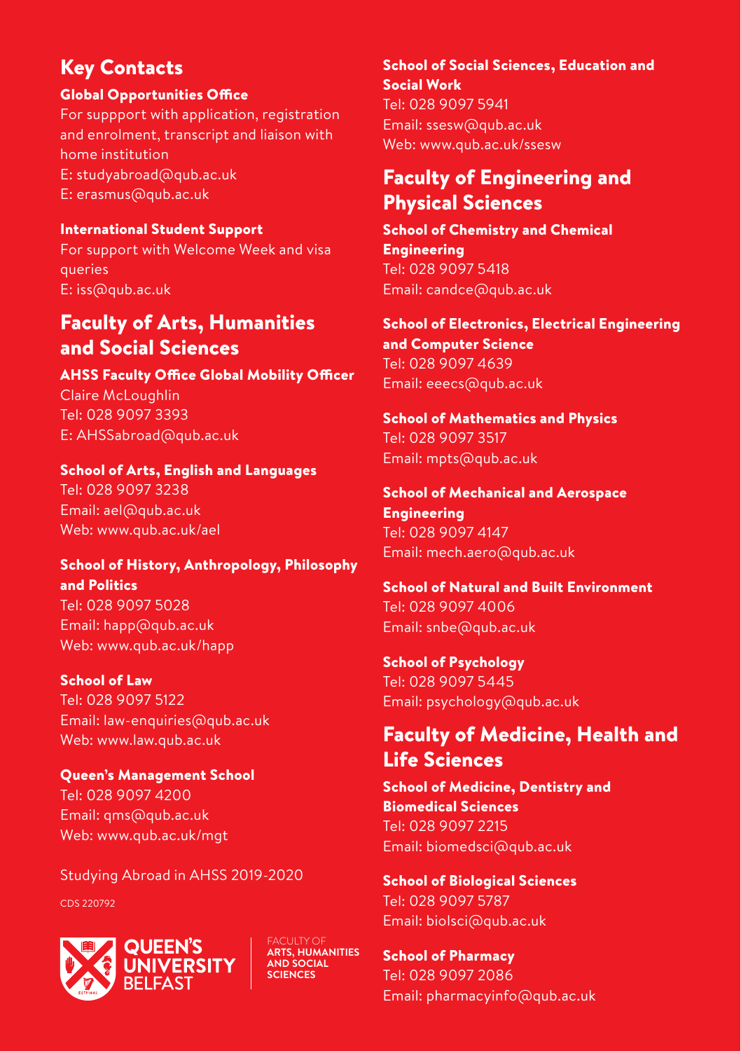## Key Contacts

**Global Opportunities Office**
For suppport with application, registration and enrolment, transcript and liaison with home institution
E: studyabroad@qub.ac.uk
E: erasmus@qub.ac.uk

**International Student Support**
For support with Welcome Week and visa queries
E: iss@qub.ac.uk

## Faculty of Arts, Humanities and Social Sciences

**AHSS Faculty Office Global Mobility Officer**
Claire McLoughlin
Tel: 028 9097 3393
E: AHSSabroad@qub.ac.uk

**School of Arts, English and Languages**
Tel: 028 9097 3238
Email: ael@qub.ac.uk
Web: www.qub.ac.uk/ael

**School of History, Anthropology, Philosophy and Politics**
Tel: 028 9097 5028
Email: happ@qub.ac.uk
Web: www.qub.ac.uk/happ

**School of Law**
Tel: 028 9097 5122
Email: law-enquiries@qub.ac.uk
Web: www.law.qub.ac.uk

**Queen's Management School**
Tel: 028 9097 4200
Email: qms@qub.ac.uk
Web: www.qub.ac.uk/mgt

**School of Social Sciences, Education and Social Work**
Tel: 028 9097 5941
Email: ssesw@qub.ac.uk
Web: www.qub.ac.uk/ssesw

## Faculty of Engineering and Physical Sciences

**School of Chemistry and Chemical Engineering**
Tel: 028 9097 5418
Email: candce@qub.ac.uk

**School of Electronics, Electrical Engineering and Computer Science**
Tel: 028 9097 4639
Email: eeecs@qub.ac.uk

**School of Mathematics and Physics**
Tel: 028 9097 3517
Email: mpts@qub.ac.uk

**School of Mechanical and Aerospace Engineering**
Tel: 028 9097 4147
Email: mech.aero@qub.ac.uk

**School of Natural and Built Environment**
Tel: 028 9097 4006
Email: snbe@qub.ac.uk

**School of Psychology**
Tel: 028 9097 5445
Email: psychology@qub.ac.uk

## Faculty of Medicine, Health and Life Sciences

**School of Medicine, Dentistry and Biomedical Sciences**
Tel: 028 9097 2215
Email: biomedsci@qub.ac.uk

**School of Biological Sciences**
Tel: 028 9097 5787
Email: biolsci@qub.ac.uk

**School of Pharmacy**
Tel: 028 9097 2086
Email: pharmacyinfo@qub.ac.uk

Studying Abroad in AHSS 2019-2020

CDS 220792

QUEEN'S UNIVERSITY BELFAST

FACULTY OF ARTS, HUMANITIES AND SOCIAL SCIENCES